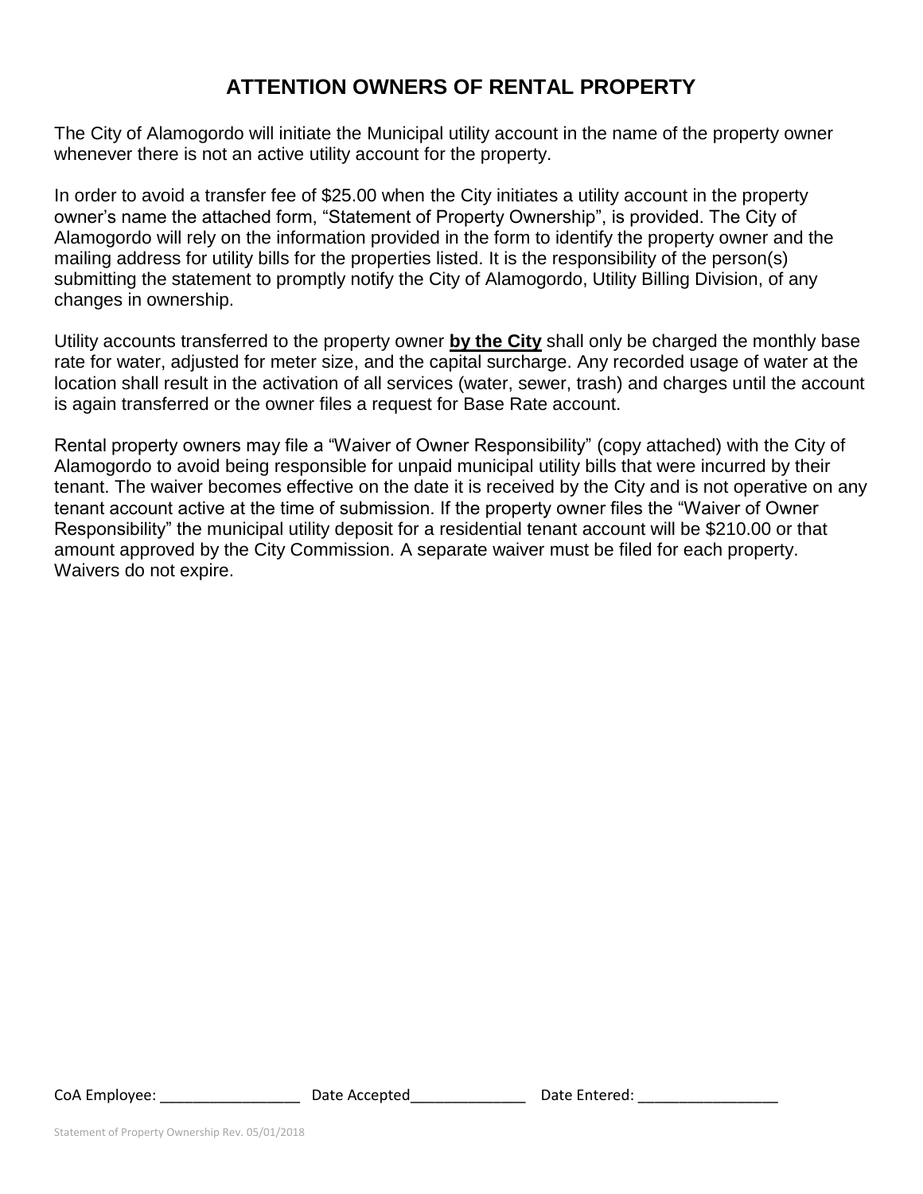# ATTENTION OWNERS OF RENTAL PROPERTY

The City of Alamogordo will initiate the Municipal utility account in the name of the property owner whenever there is not an active utility account for the property.

In order to avoid a transfer fee of $25.00 when the City initiates a utility account in the property owner's name the attached form, "Statement of Property Ownership", is provided. The City of Alamogordo will rely on the information provided in the form to identify the property owner and the mailing address for utility bills for the properties listed. It is the responsibility of the person(s) submitting the statement to promptly notify the City of Alamogordo, Utility Billing Division, of any changes in ownership.

Utility accounts transferred to the property owner **by the City** shall only be charged the monthly base rate for water, adjusted for meter size, and the capital surcharge. Any recorded usage of water at the location shall result in the activation of all services (water, sewer, trash) and charges until the account is again transferred or the owner files a request for Base Rate account.

Rental property owners may file a "Waiver of Owner Responsibility" (copy attached) with the City of Alamogordo to avoid being responsible for unpaid municipal utility bills that were incurred by their tenant. The waiver becomes effective on the date it is received by the City and is not operative on any tenant account active at the time of submission. If the property owner files the "Waiver of Owner Responsibility" the municipal utility deposit for a residential tenant account will be $210.00 or that amount approved by the City Commission. A separate waiver must be filed for each property. Waivers do not expire.

CoA Employee: _________________ Date Accepted______________ Date Entered: _________________

Statement of Property Ownership Rev. 05/01/2018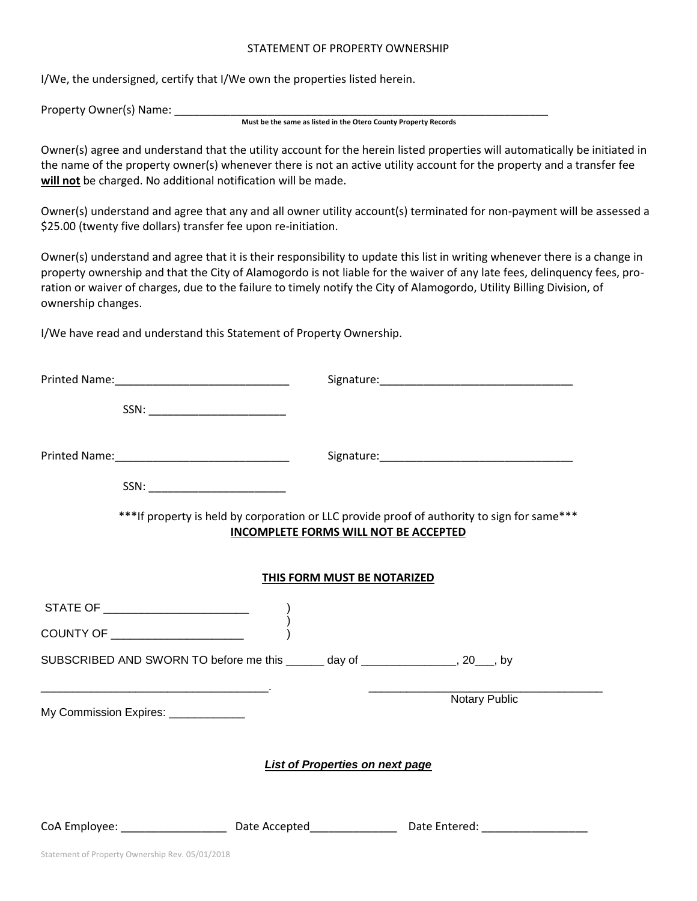# STATEMENT OF PROPERTY OWNERSHIP

I/We, the undersigned, certify that I/We own the properties listed herein.

Property Owner(s) Name: _______________________________________________________________

**Must be the same as listed in the Otero County Property Records**

Owner(s) agree and understand that the utility account for the herein listed properties will automatically be initiated in the name of the property owner(s) whenever there is not an active utility account for the property and a transfer fee **will not** be charged. No additional notification will be made.

Owner(s) understand and agree that any and all owner utility account(s) terminated for non-payment will be assessed a $25.00 (twenty five dollars) transfer fee upon re-initiation.

Owner(s) understand and agree that it is their responsibility to update this list in writing whenever there is a change in property ownership and that the City of Alamogordo is not liable for the waiver of any late fees, delinquency fees, pro-ration or waiver of charges, due to the failure to timely notify the City of Alamogordo, Utility Billing Division, of ownership changes.

I/We have read and understand this Statement of Property Ownership.

Printed Name:____________________________ Signature:_______________________________

SSN: ______________________

Printed Name:____________________________ Signature:_______________________________

SSN: ______________________

***If property is held by corporation or LLC provide proof of authority to sign for same***

**INCOMPLETE FORMS WILL NOT BE ACCEPTED**

**THIS FORM MUST BE NOTARIZED**

STATE OF ______________________ )
)
COUNTY OF ____________________ )

SUBSCRIBED AND SWORN TO before me this ______ day of _______________, 20___, by

____________________________________. ______________________________________
Notary Public

My Commission Expires: ____________

***List of Properties on next page***

CoA Employee: _________________ Date Accepted______________ Date Entered: _________________

Statement of Property Ownership Rev. 05/01/2018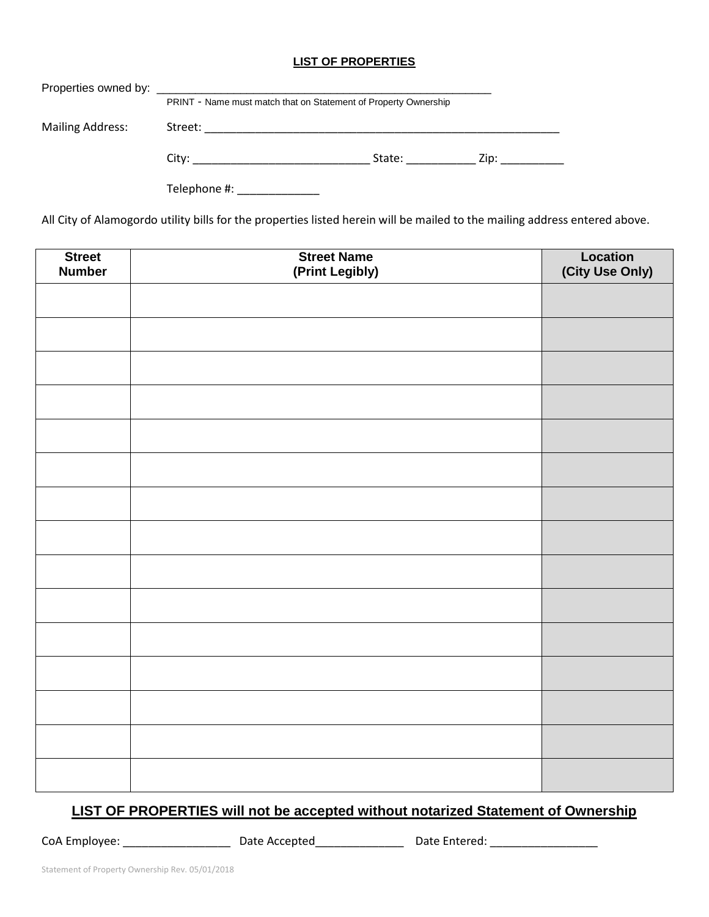## LIST OF PROPERTIES

Properties owned by: _______________________________________________________

PRINT - Name must match that on Statement of Property Ownership

Mailing Address: Street: ___________________________________________________________

City: ____________________________ State: ___________ Zip: __________

Telephone #: _____________

All City of Alamogordo utility bills for the properties listed herein will be mailed to the mailing address entered above.

| Street Number | Street Name (Print Legibly) | Location (City Use Only) |
|---|---|---|
| | | |
| | | |
| | | |
| | | |
| | | |
| | | |
| | | |
| | | |
| | | |
| | | |
| | | |
| | | |
| | | |
| | | |
| | | |

**LIST OF PROPERTIES will not be accepted without notarized Statement of Ownership**

CoA Employee: _________________ Date Accepted______________ Date Entered: _________________

Statement of Property Ownership Rev. 05/01/2018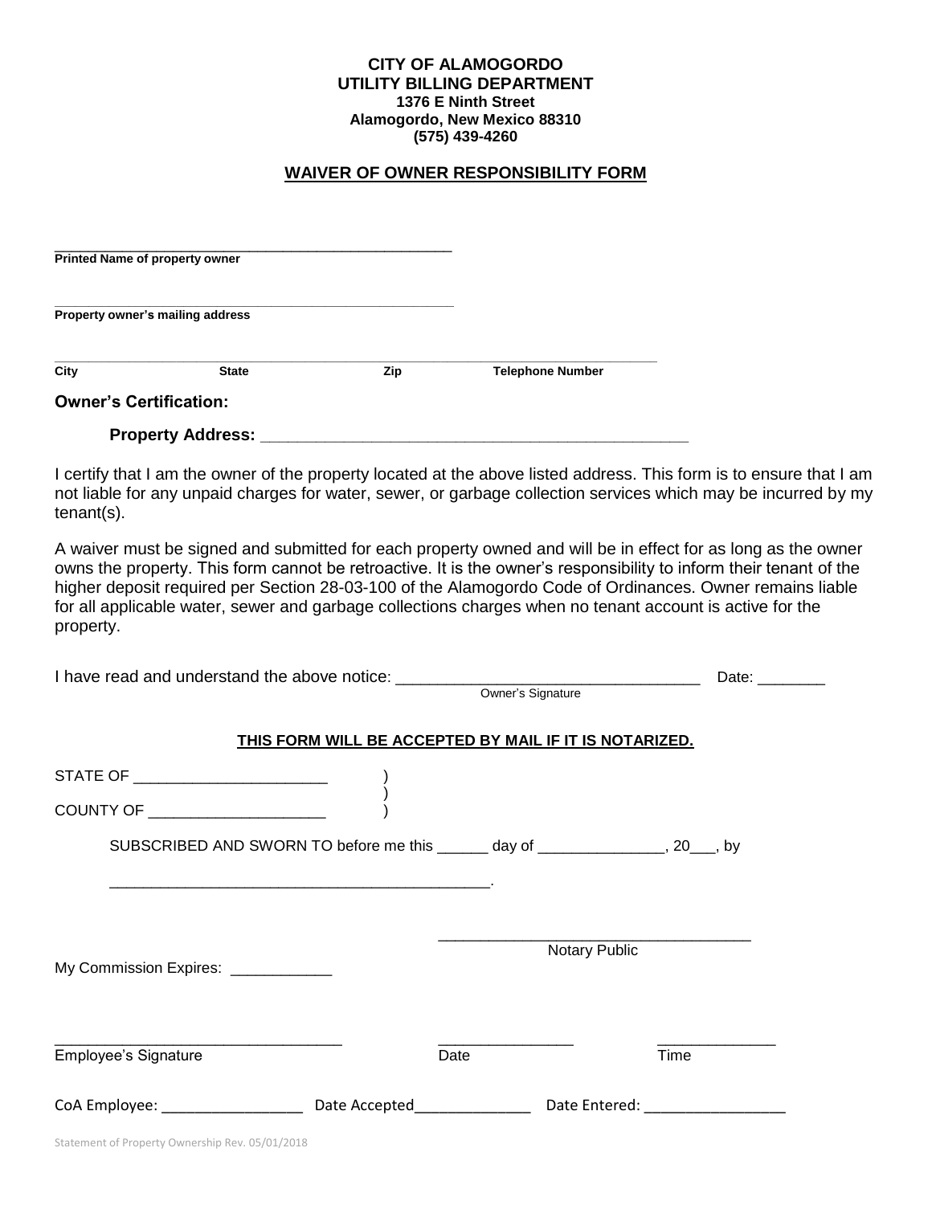**CITY OF ALAMOGORDO**
**UTILITY BILLING DEPARTMENT**
**1376 E Ninth Street**
**Alamogordo, New Mexico 88310**
**(575) 439-4260**

## WAIVER OF OWNER RESPONSIBILITY FORM

_________________________________________________
**Printed Name of property owner**

_________________________________________________
**Property owner's mailing address**

_________________________________________________________________________
**City** **State** **Zip** **Telephone Number**

### Owner's Certification:

**Property Address: _______________________________________________**

I certify that I am the owner of the property located at the above listed address. This form is to ensure that I am not liable for any unpaid charges for water, sewer, or garbage collection services which may be incurred by my tenant(s).

A waiver must be signed and submitted for each property owned and will be in effect for as long as the owner owns the property. This form cannot be retroactive. It is the owner's responsibility to inform their tenant of the higher deposit required per Section 28-03-100 of the Alamogordo Code of Ordinances. Owner remains liable for all applicable water, sewer and garbage collections charges when no tenant account is active for the property.

I have read and understand the above notice: __________________________________ Date: ________
Owner's Signature

**THIS FORM WILL BE ACCEPTED BY MAIL IF IT IS NOTARIZED.**

STATE OF ______________________ )
)
COUNTY OF ____________________ )

SUBSCRIBED AND SWORN TO before me this ______ day of _______________, 20___, by

_____________________________________________.

_____________________________________
Notary Public

My Commission Expires: ____________

_________________________________ ________________ ______________
Employee's Signature Date Time

CoA Employee: _________________ Date Accepted______________ Date Entered: _________________

Statement of Property Ownership Rev. 05/01/2018